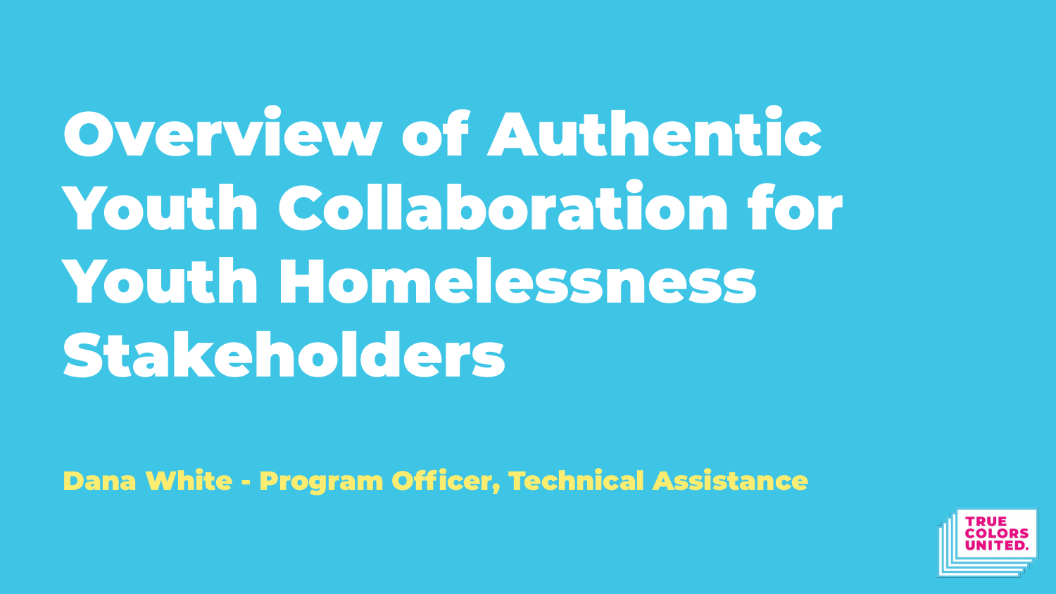# Overview of Authentic Youth Collaboration for Youth Homelessness Stakeholders

**Dana White - Program Officer, Technical Assistance**

TRUE COLORS UNITED.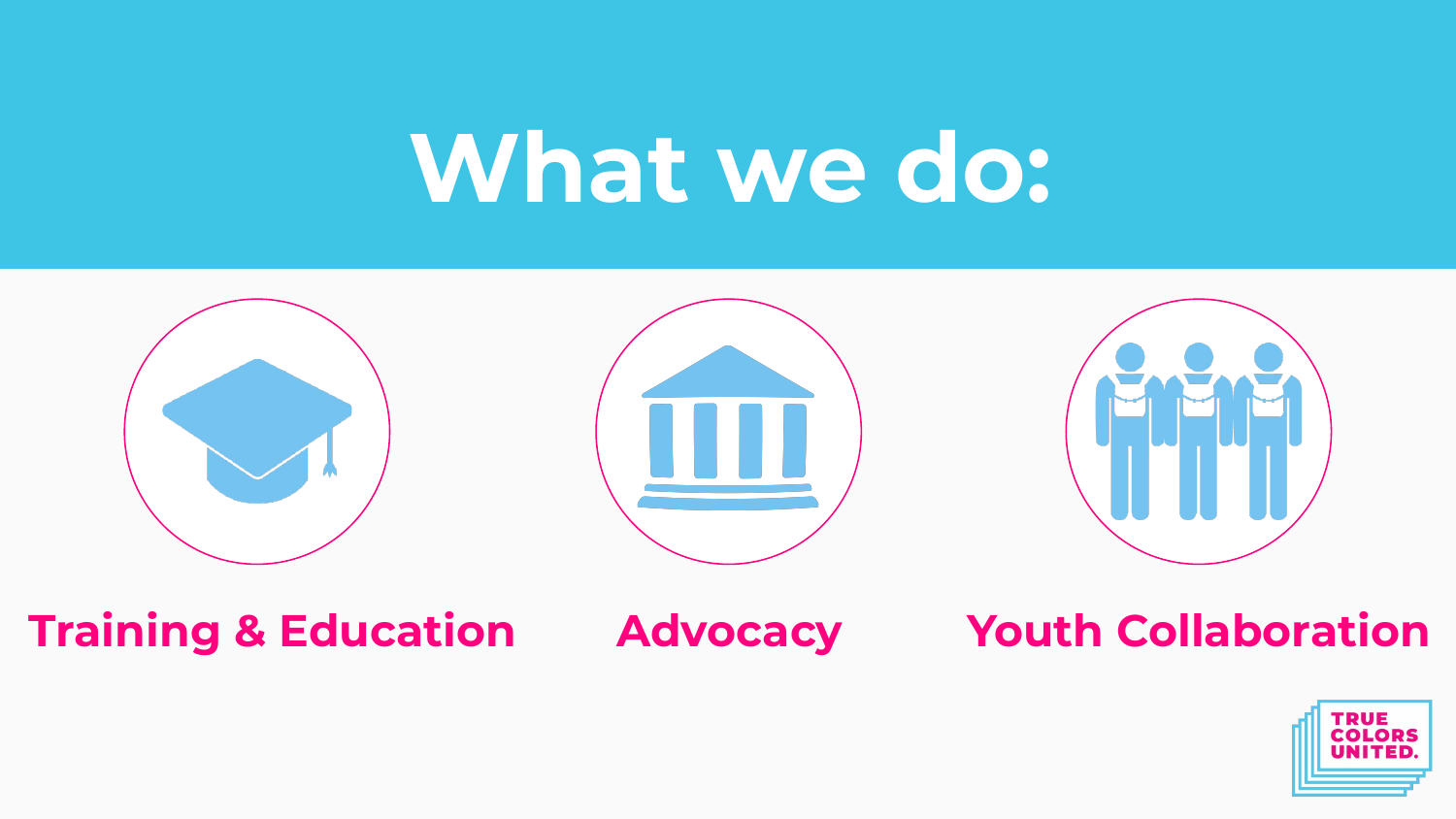# What we do:

## Training & Education

## Advocacy

## Youth Collaboration

TRUE COLORS UNITED.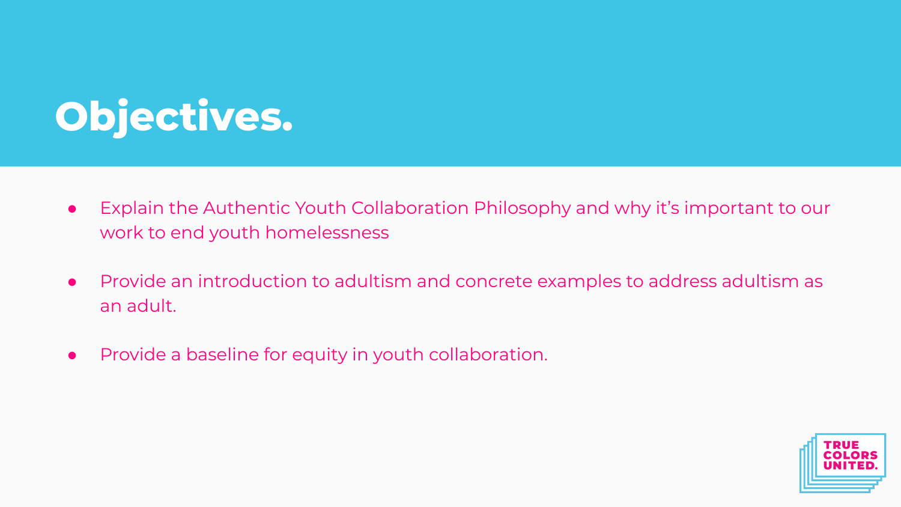# Objectives.

- Explain the Authentic Youth Collaboration Philosophy and why it's important to our work to end youth homelessness
- Provide an introduction to adultism and concrete examples to address adultism as an adult.
- Provide a baseline for equity in youth collaboration.

TRUE COLORS UNITED.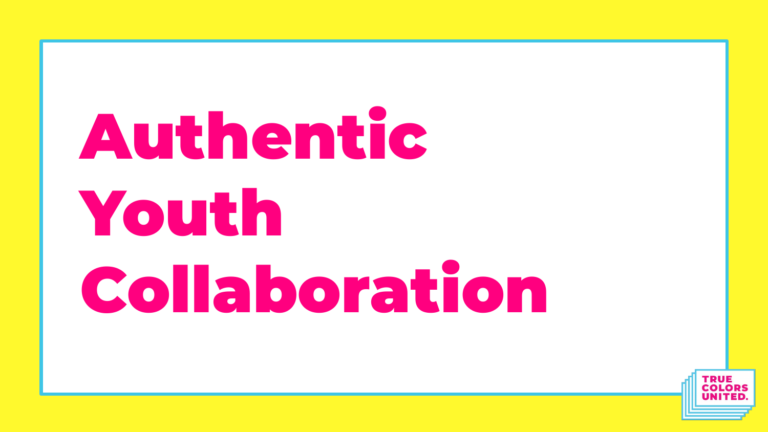# Authentic Youth Collaboration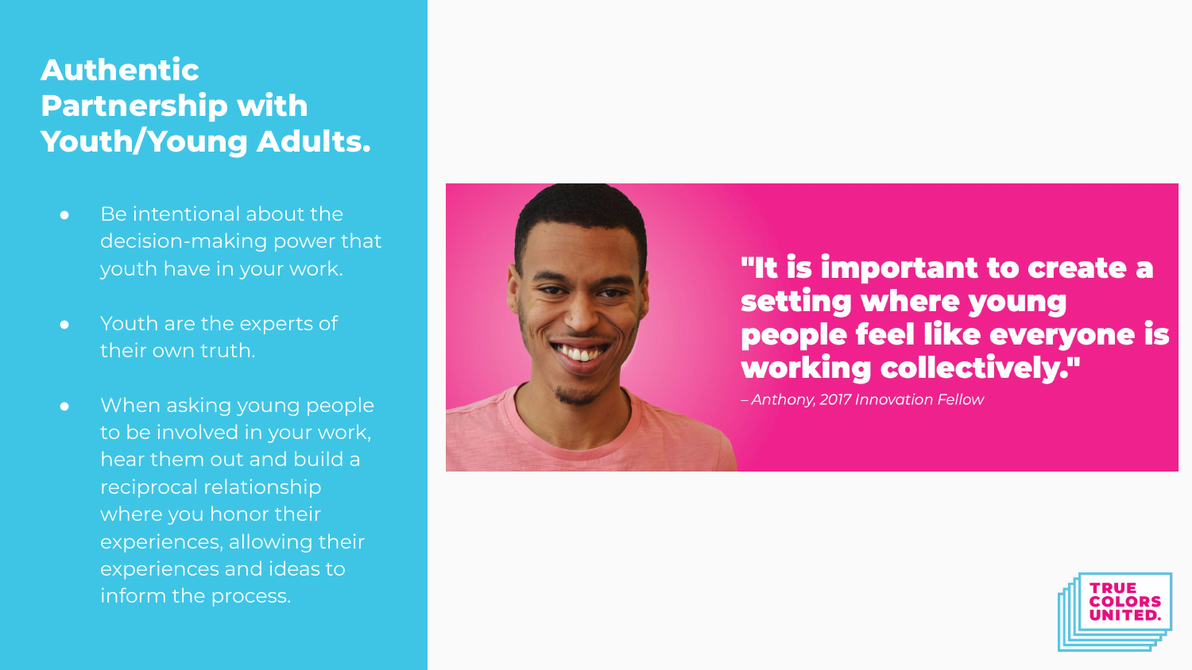# Authentic Partnership with Youth/Young Adults.

- Be intentional about the decision-making power that youth have in your work.
- Youth are the experts of their own truth.
- When asking young people to be involved in your work, hear them out and build a reciprocal relationship where you honor their experiences, allowing their experiences and ideas to inform the process.

**"It is important to create a setting where young people feel like everyone is working collectively."**

*– Anthony, 2017 Innovation Fellow*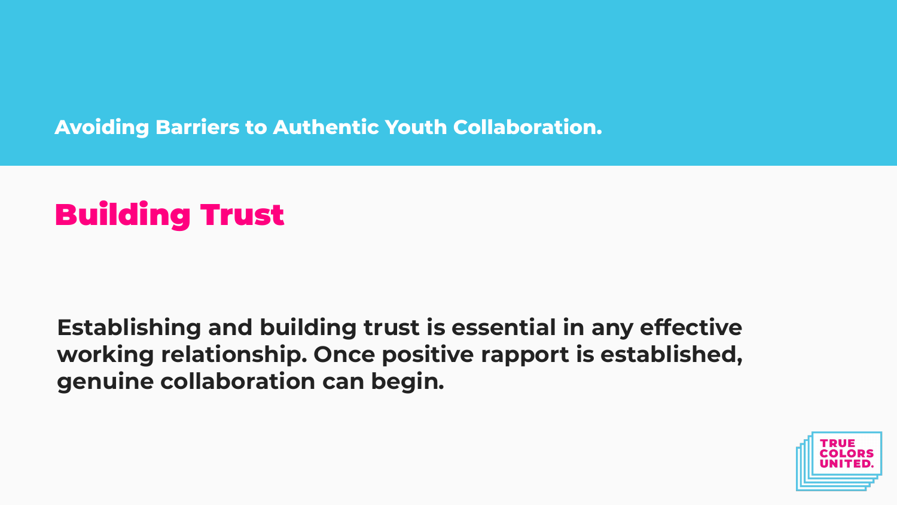Avoiding Barriers to Authentic Youth Collaboration.

## Building Trust

**Establishing and building trust is essential in any effective working relationship. Once positive rapport is established, genuine collaboration can begin.**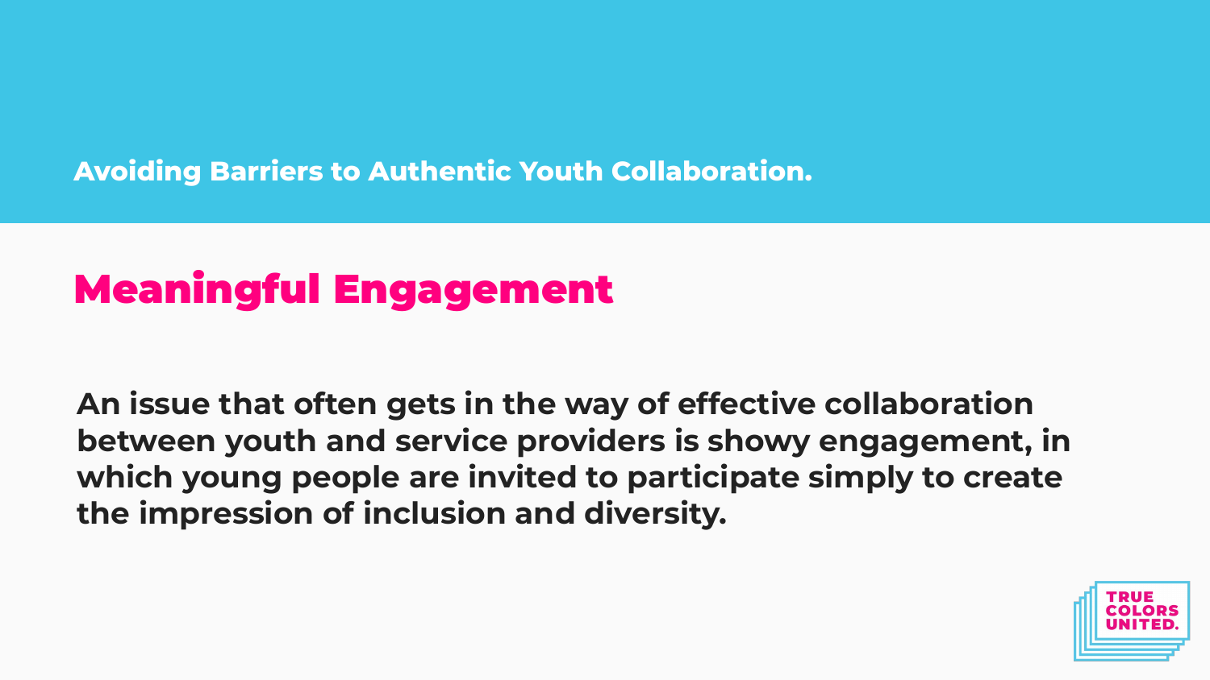Avoiding Barriers to Authentic Youth Collaboration.

## Meaningful Engagement

**An issue that often gets in the way of effective collaboration between youth and service providers is showy engagement, in which young people are invited to participate simply to create the impression of inclusion and diversity.**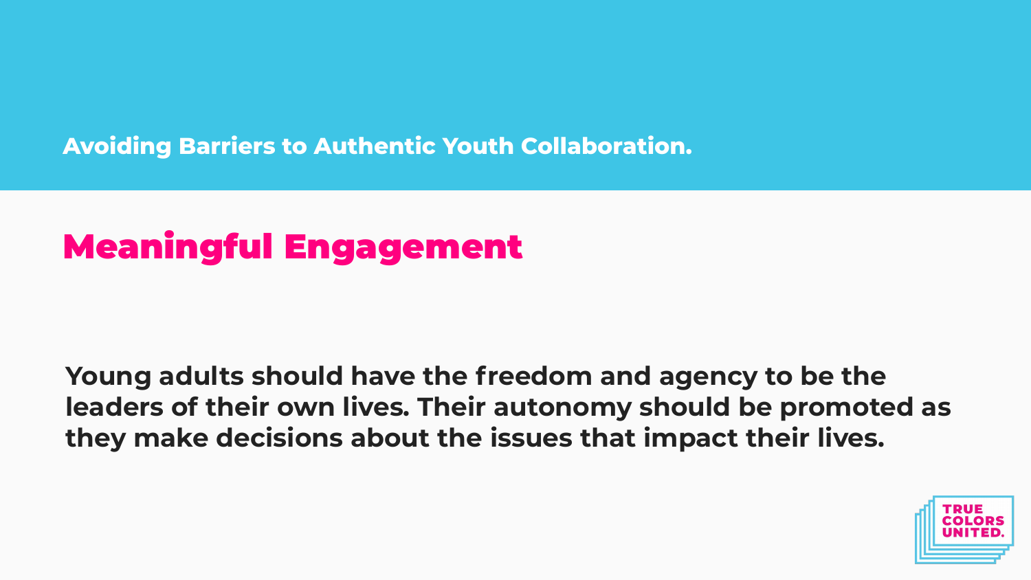Avoiding Barriers to Authentic Youth Collaboration.

## Meaningful Engagement

**Young adults should have the freedom and agency to be the leaders of their own lives. Their autonomy should be promoted as they make decisions about the issues that impact their lives.**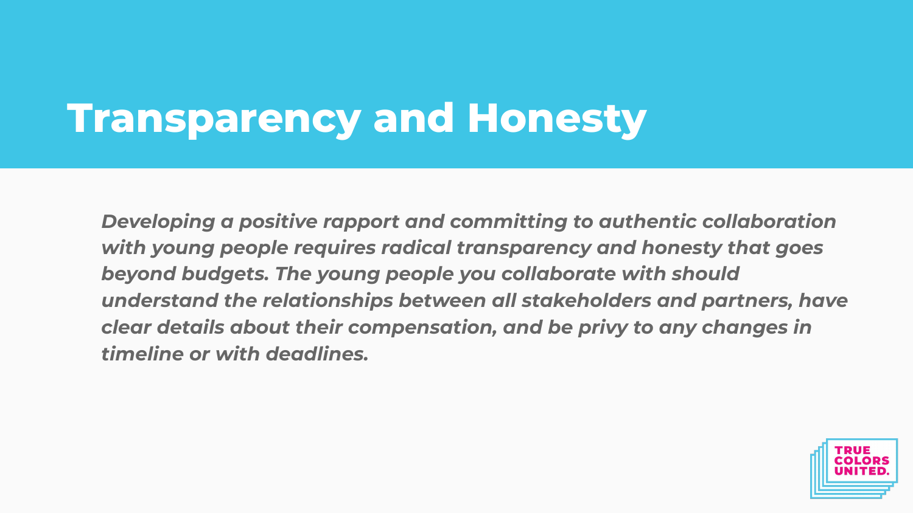# Transparency and Honesty

*Developing a positive rapport and committing to authentic collaboration with young people requires radical transparency and honesty that goes beyond budgets. The young people you collaborate with should understand the relationships between all stakeholders and partners, have clear details about their compensation, and be privy to any changes in timeline or with deadlines.*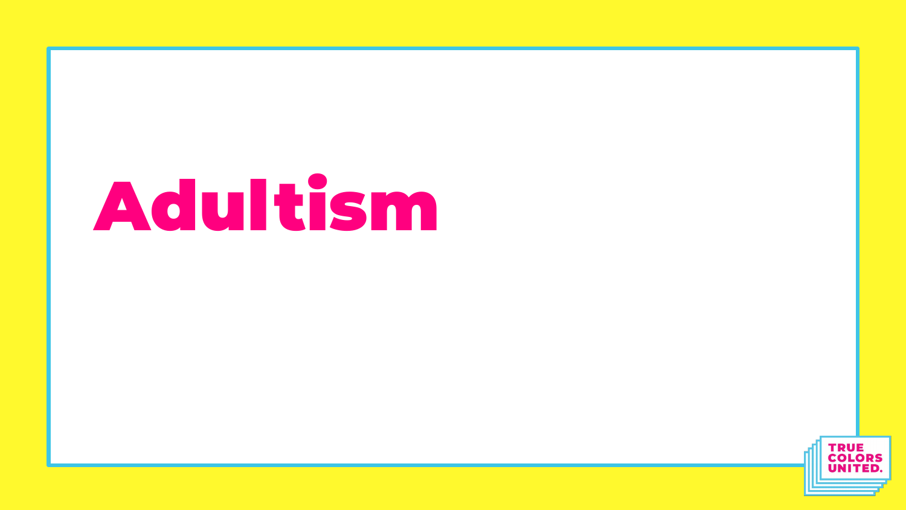# Adultism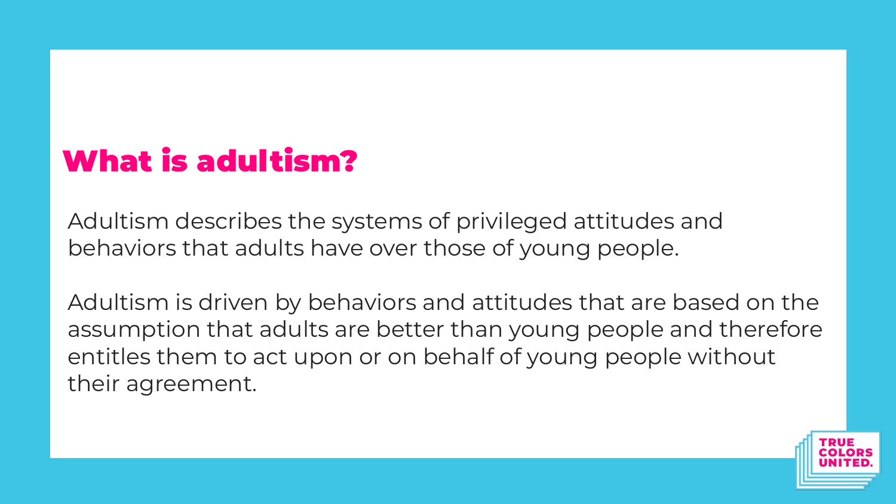# What is adultism?

Adultism describes the systems of privileged attitudes and behaviors that adults have over those of young people.

Adultism is driven by behaviors and attitudes that are based on the assumption that adults are better than young people and therefore entitles them to act upon or on behalf of young people without their agreement.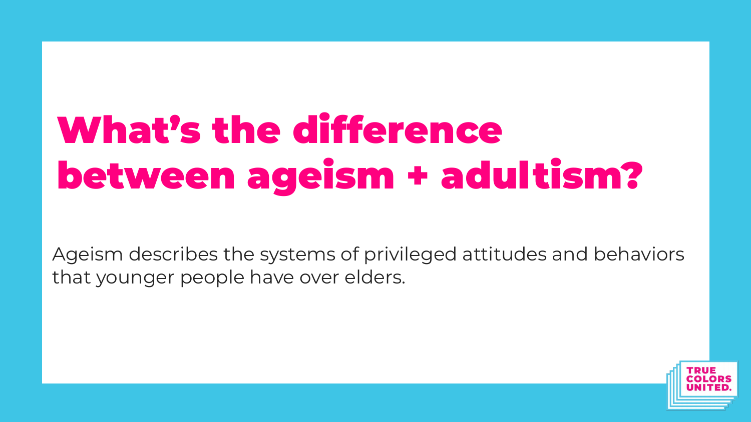# What's the difference between ageism + adultism?

Ageism describes the systems of privileged attitudes and behaviors that younger people have over elders.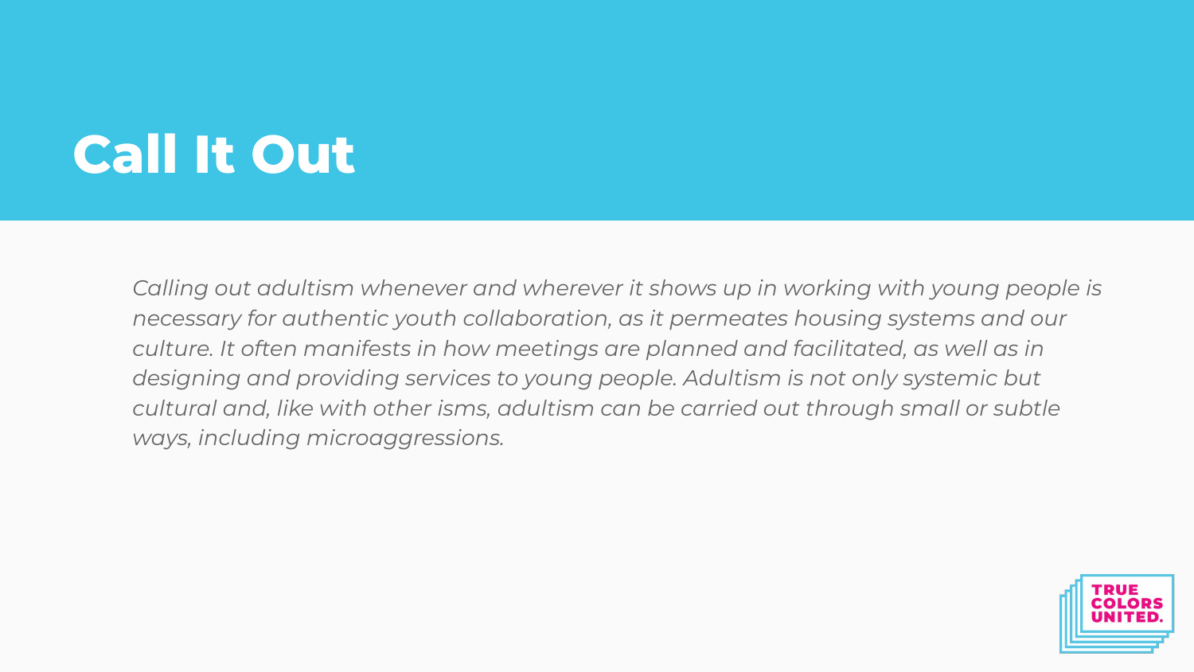# Call It Out

*Calling out adultism whenever and wherever it shows up in working with young people is necessary for authentic youth collaboration, as it permeates housing systems and our culture. It often manifests in how meetings are planned and facilitated, as well as in designing and providing services to young people. Adultism is not only systemic but cultural and, like with other isms, adultism can be carried out through small or subtle ways, including microaggressions.*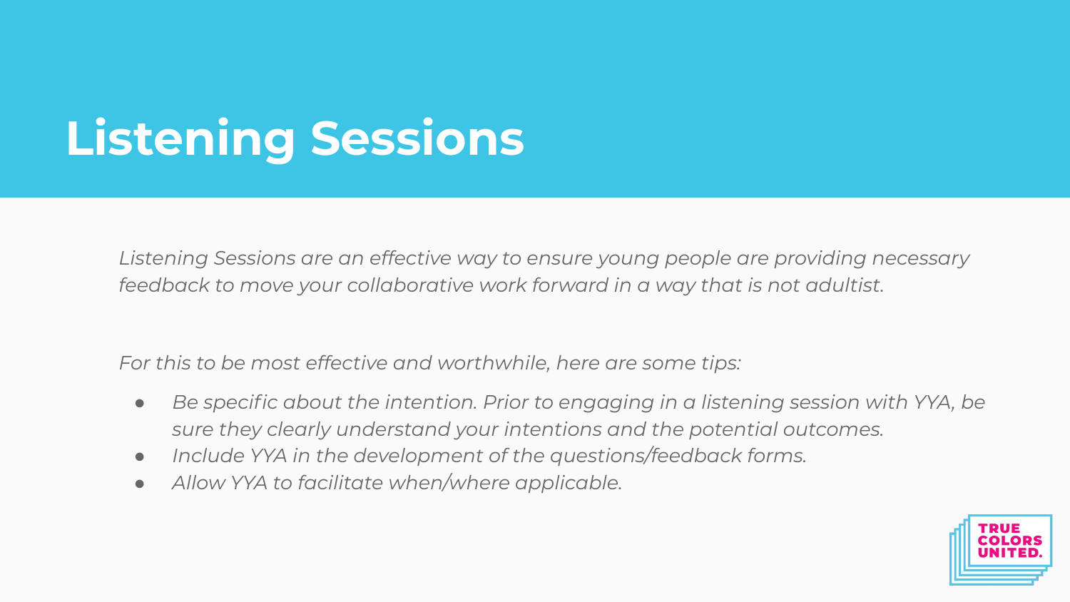# Listening Sessions

*Listening Sessions are an effective way to ensure young people are providing necessary feedback to move your collaborative work forward in a way that is not adultist.*

*For this to be most effective and worthwhile, here are some tips:*

- *Be specific about the intention. Prior to engaging in a listening session with YYA, be sure they clearly understand your intentions and the potential outcomes.*
- *Include YYA in the development of the questions/feedback forms.*
- *Allow YYA to facilitate when/where applicable.*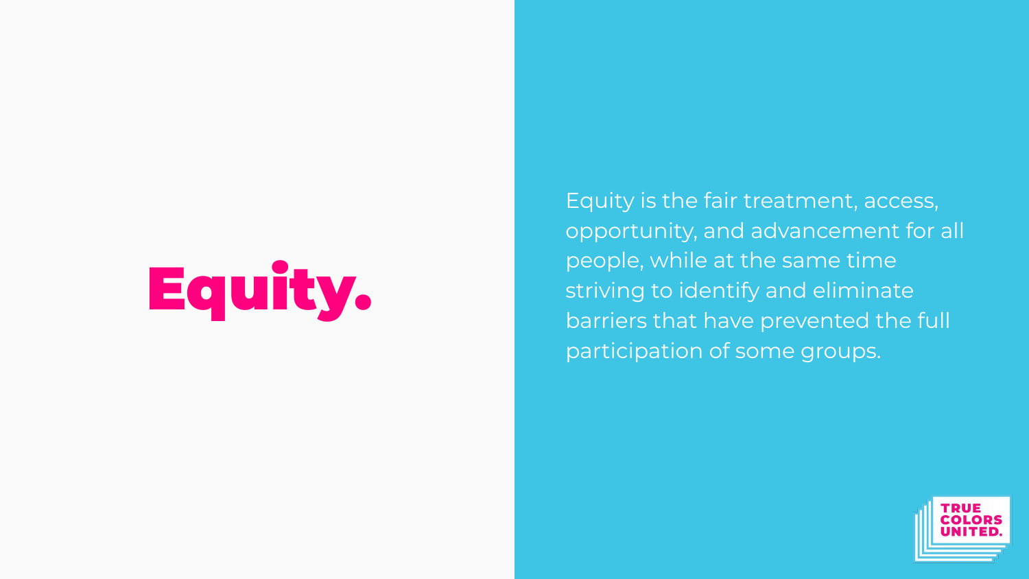# Equity.

Equity is the fair treatment, access, opportunity, and advancement for all people, while at the same time striving to identify and eliminate barriers that have prevented the full participation of some groups.

TRUE COLORS UNITED.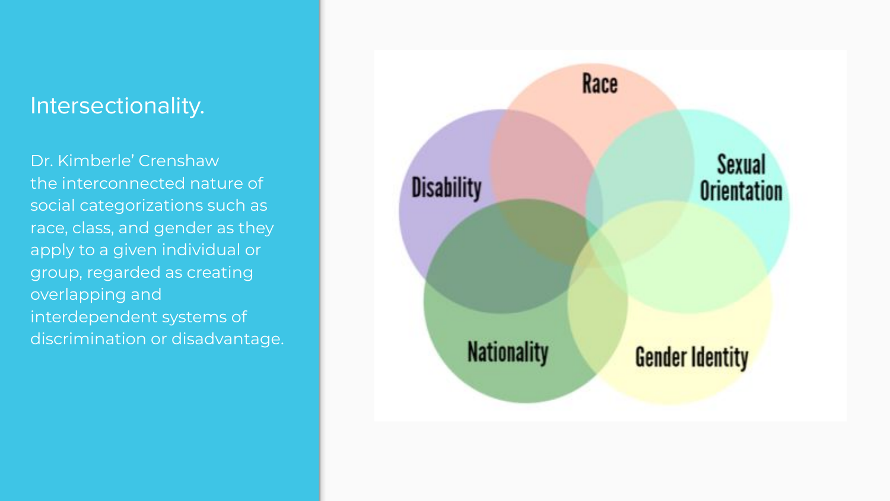## Intersectionality.

Dr. Kimberle' Crenshaw
the interconnected nature of social categorizations such as race, class, and gender as they apply to a given individual or group, regarded as creating overlapping and interdependent systems of discrimination or disadvantage.

Race

Disability

Sexual Orientation

Nationality

Gender Identity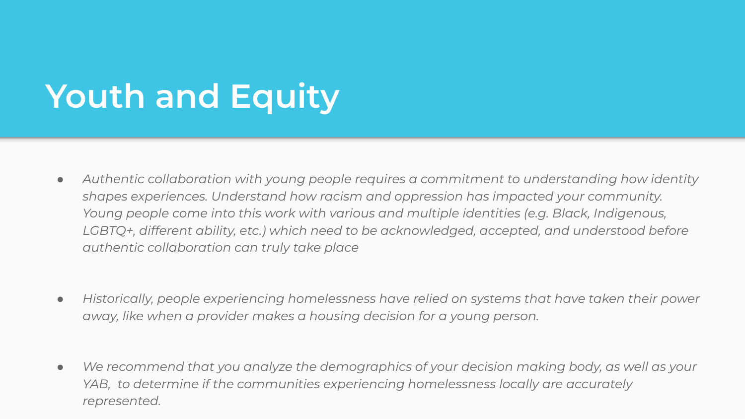# Youth and Equity

- *Authentic collaboration with young people requires a commitment to understanding how identity shapes experiences. Understand how racism and oppression has impacted your community. Young people come into this work with various and multiple identities (e.g. Black, Indigenous, LGBTQ+, different ability, etc.) which need to be acknowledged, accepted, and understood before authentic collaboration can truly take place*

- *Historically, people experiencing homelessness have relied on systems that have taken their power away, like when a provider makes a housing decision for a young person.*

- *We recommend that you analyze the demographics of your decision making body, as well as your YAB, to determine if the communities experiencing homelessness locally are accurately represented.*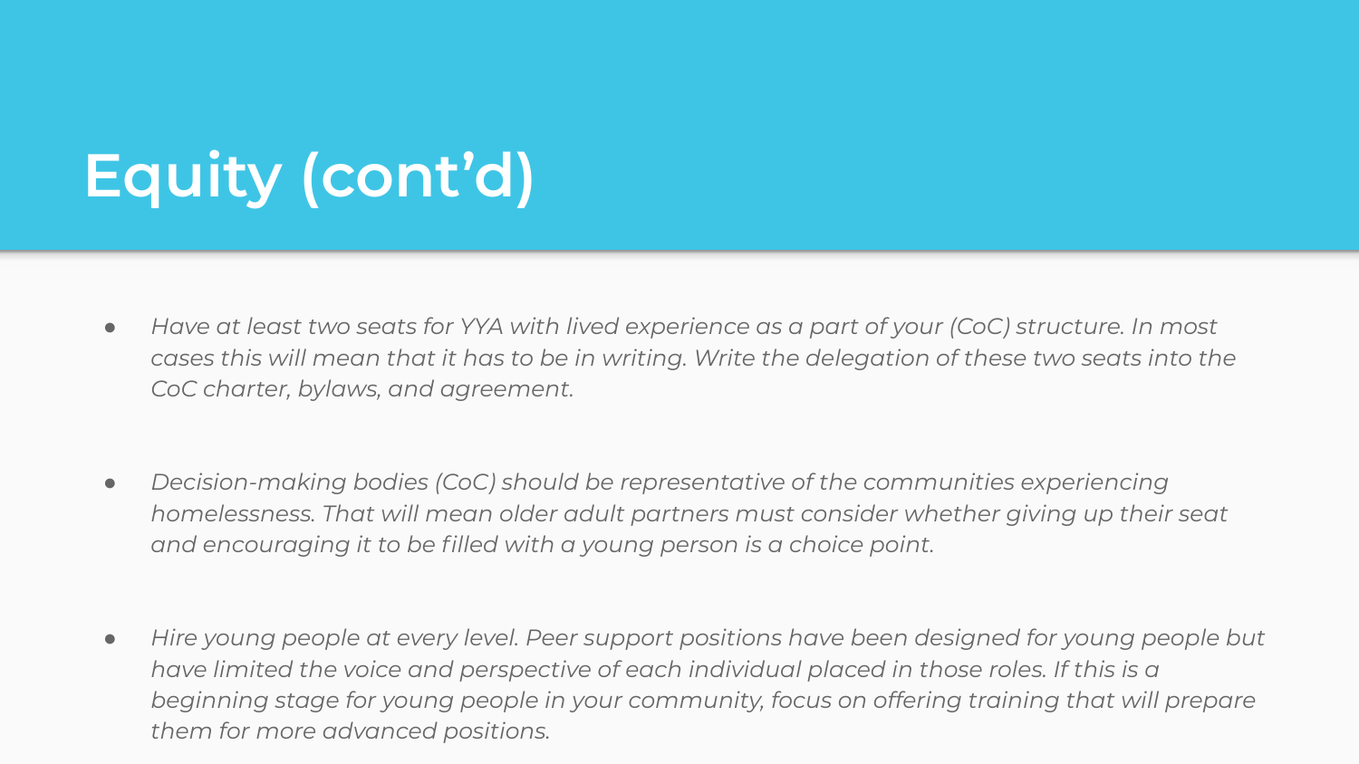# Equity (cont'd)

- *Have at least two seats for YYA with lived experience as a part of your (CoC) structure. In most cases this will mean that it has to be in writing. Write the delegation of these two seats into the CoC charter, bylaws, and agreement.*

- *Decision-making bodies (CoC) should be representative of the communities experiencing homelessness. That will mean older adult partners must consider whether giving up their seat and encouraging it to be filled with a young person is a choice point.*

- *Hire young people at every level. Peer support positions have been designed for young people but have limited the voice and perspective of each individual placed in those roles. If this is a beginning stage for young people in your community, focus on offering training that will prepare them for more advanced positions.*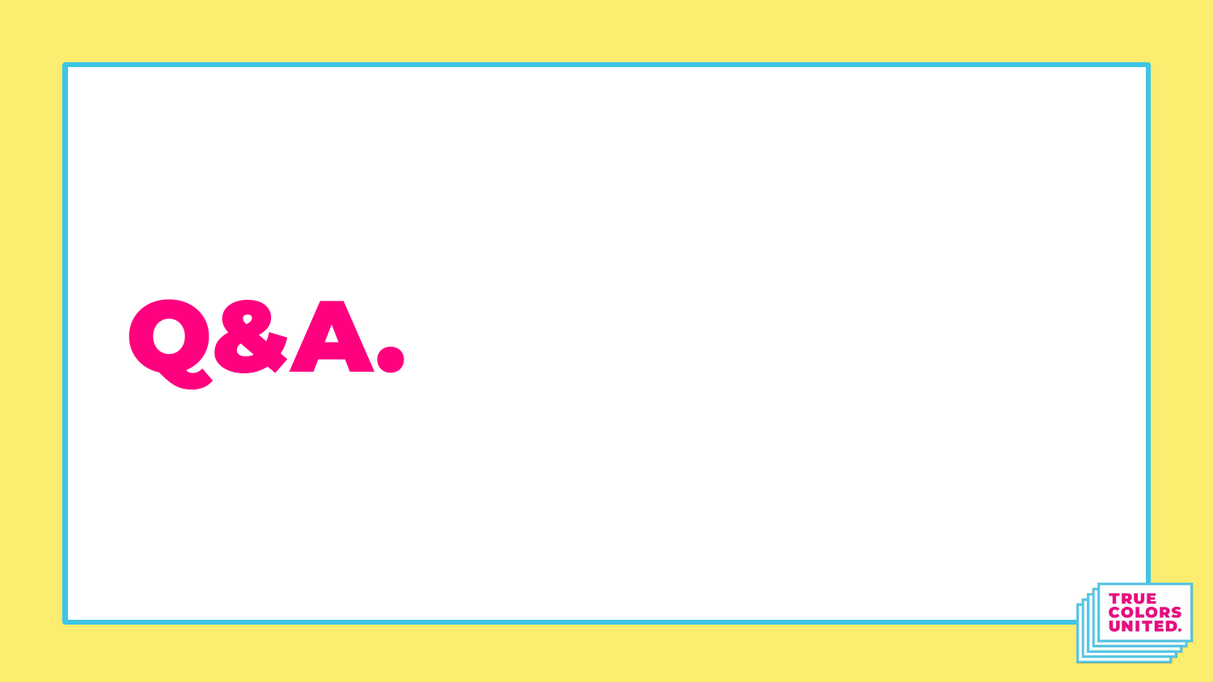# Q&A.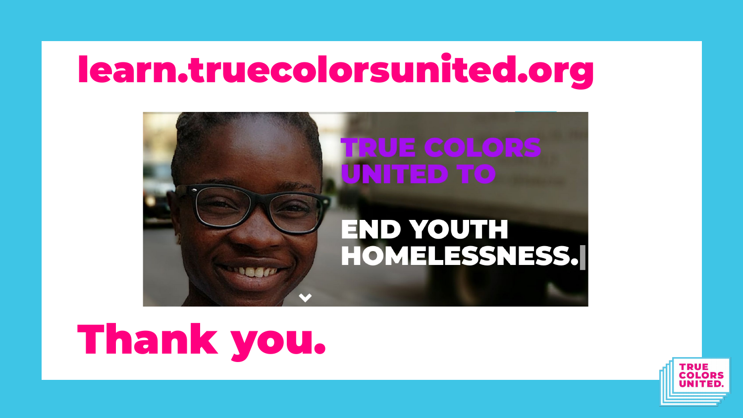# learn.truecolorsunited.org

TRUE COLORS UNITED TO

END YOUTH HOMELESSNESS.

# Thank you.